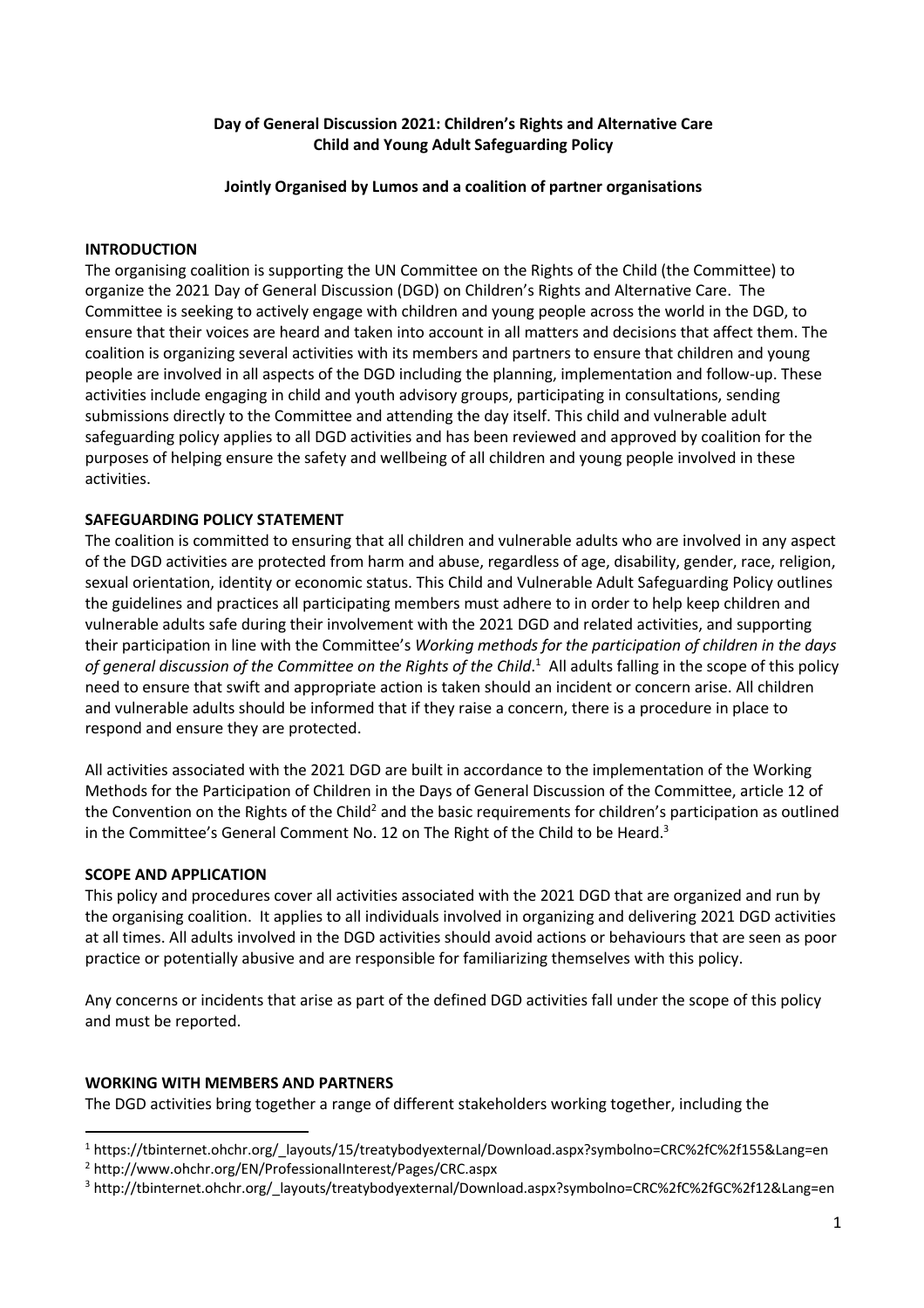**Day of General Discussion 2021: Children's Rights and Alternative Care**
**Child and Young Adult Safeguarding Policy**

**Jointly Organised by Lumos and a coalition of partner organisations**

## INTRODUCTION

The organising coalition is supporting the UN Committee on the Rights of the Child (the Committee) to organize the 2021 Day of General Discussion (DGD) on Children's Rights and Alternative Care. The Committee is seeking to actively engage with children and young people across the world in the DGD, to ensure that their voices are heard and taken into account in all matters and decisions that affect them. The coalition is organizing several activities with its members and partners to ensure that children and young people are involved in all aspects of the DGD including the planning, implementation and follow-up. These activities include engaging in child and youth advisory groups, participating in consultations, sending submissions directly to the Committee and attending the day itself. This child and vulnerable adult safeguarding policy applies to all DGD activities and has been reviewed and approved by coalition for the purposes of helping ensure the safety and wellbeing of all children and young people involved in these activities.

## SAFEGUARDING POLICY STATEMENT

The coalition is committed to ensuring that all children and vulnerable adults who are involved in any aspect of the DGD activities are protected from harm and abuse, regardless of age, disability, gender, race, religion, sexual orientation, identity or economic status. This Child and Vulnerable Adult Safeguarding Policy outlines the guidelines and practices all participating members must adhere to in order to help keep children and vulnerable adults safe during their involvement with the 2021 DGD and related activities, and supporting their participation in line with the Committee's *Working methods for the participation of children in the days of general discussion of the Committee on the Rights of the Child*.[1] All adults falling in the scope of this policy need to ensure that swift and appropriate action is taken should an incident or concern arise. All children and vulnerable adults should be informed that if they raise a concern, there is a procedure in place to respond and ensure they are protected.

All activities associated with the 2021 DGD are built in accordance to the implementation of the Working Methods for the Participation of Children in the Days of General Discussion of the Committee, article 12 of the Convention on the Rights of the Child[2] and the basic requirements for children's participation as outlined in the Committee's General Comment No. 12 on The Right of the Child to be Heard.[3]

## SCOPE AND APPLICATION

This policy and procedures cover all activities associated with the 2021 DGD that are organized and run by the organising coalition. It applies to all individuals involved in organizing and delivering 2021 DGD activities at all times. All adults involved in the DGD activities should avoid actions or behaviours that are seen as poor practice or potentially abusive and are responsible for familiarizing themselves with this policy.

Any concerns or incidents that arise as part of the defined DGD activities fall under the scope of this policy and must be reported.

## WORKING WITH MEMBERS AND PARTNERS

The DGD activities bring together a range of different stakeholders working together, including the

---

[1] https://tbinternet.ohchr.org/_layouts/15/treatybodyexternal/Download.aspx?symbolno=CRC%2fC%2f155&Lang=en

[2] http://www.ohchr.org/EN/ProfessionalInterest/Pages/CRC.aspx

[3] http://tbinternet.ohchr.org/_layouts/treatybodyexternal/Download.aspx?symbolno=CRC%2fC%2fGC%2f12&Lang=en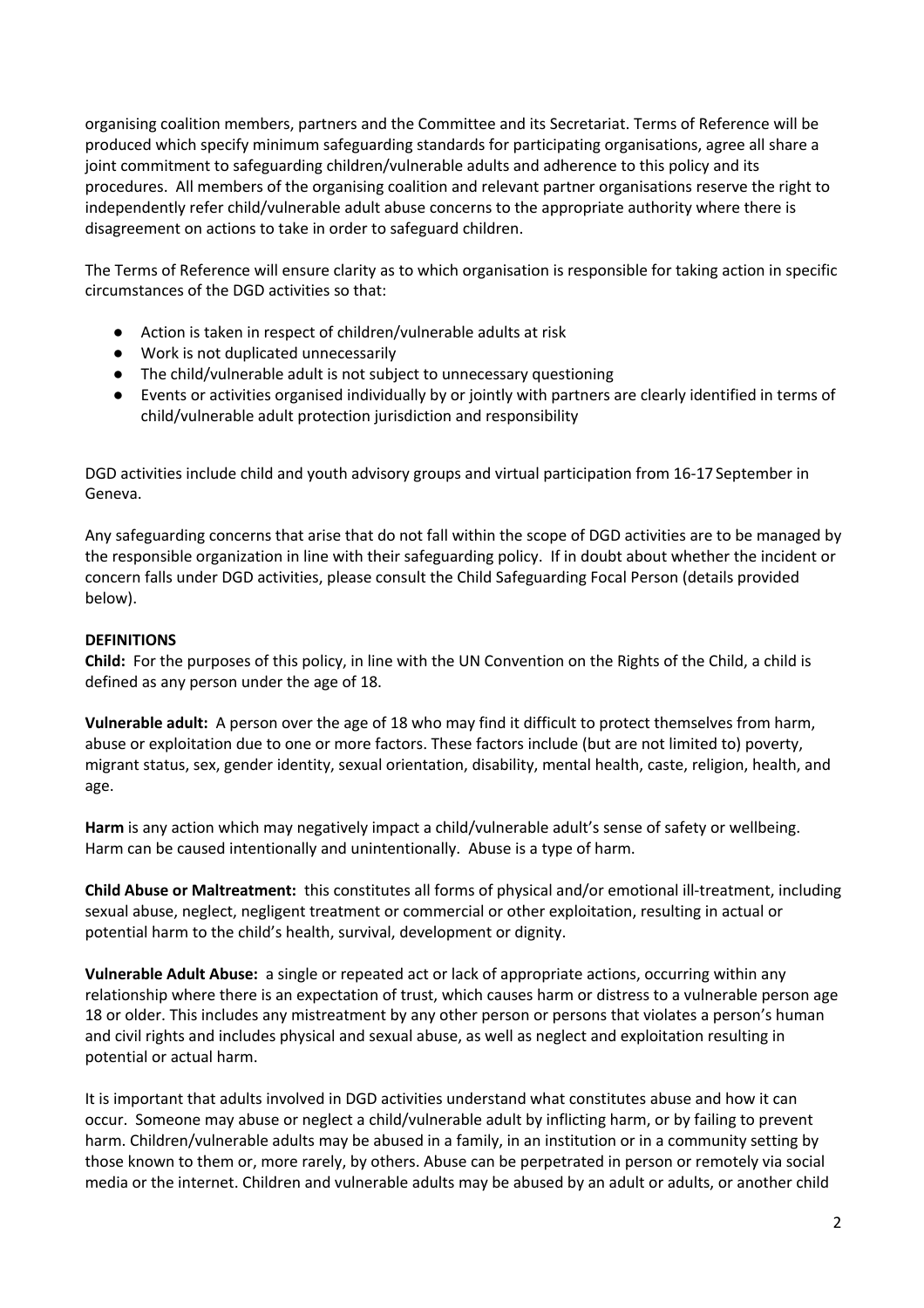organising coalition members, partners and the Committee and its Secretariat. Terms of Reference will be produced which specify minimum safeguarding standards for participating organisations, agree all share a joint commitment to safeguarding children/vulnerable adults and adherence to this policy and its procedures. All members of the organising coalition and relevant partner organisations reserve the right to independently refer child/vulnerable adult abuse concerns to the appropriate authority where there is disagreement on actions to take in order to safeguard children.

The Terms of Reference will ensure clarity as to which organisation is responsible for taking action in specific circumstances of the DGD activities so that:

- Action is taken in respect of children/vulnerable adults at risk
- Work is not duplicated unnecessarily
- The child/vulnerable adult is not subject to unnecessary questioning
- Events or activities organised individually by or jointly with partners are clearly identified in terms of child/vulnerable adult protection jurisdiction and responsibility

DGD activities include child and youth advisory groups and virtual participation from 16-17 September in Geneva.

Any safeguarding concerns that arise that do not fall within the scope of DGD activities are to be managed by the responsible organization in line with their safeguarding policy. If in doubt about whether the incident or concern falls under DGD activities, please consult the Child Safeguarding Focal Person (details provided below).

**DEFINITIONS**

**Child:** For the purposes of this policy, in line with the UN Convention on the Rights of the Child, a child is defined as any person under the age of 18.

**Vulnerable adult:** A person over the age of 18 who may find it difficult to protect themselves from harm, abuse or exploitation due to one or more factors. These factors include (but are not limited to) poverty, migrant status, sex, gender identity, sexual orientation, disability, mental health, caste, religion, health, and age.

**Harm** is any action which may negatively impact a child/vulnerable adult's sense of safety or wellbeing. Harm can be caused intentionally and unintentionally. Abuse is a type of harm.

**Child Abuse or Maltreatment:** this constitutes all forms of physical and/or emotional ill-treatment, including sexual abuse, neglect, negligent treatment or commercial or other exploitation, resulting in actual or potential harm to the child's health, survival, development or dignity.

**Vulnerable Adult Abuse:** a single or repeated act or lack of appropriate actions, occurring within any relationship where there is an expectation of trust, which causes harm or distress to a vulnerable person age 18 or older. This includes any mistreatment by any other person or persons that violates a person's human and civil rights and includes physical and sexual abuse, as well as neglect and exploitation resulting in potential or actual harm.

It is important that adults involved in DGD activities understand what constitutes abuse and how it can occur. Someone may abuse or neglect a child/vulnerable adult by inflicting harm, or by failing to prevent harm. Children/vulnerable adults may be abused in a family, in an institution or in a community setting by those known to them or, more rarely, by others. Abuse can be perpetrated in person or remotely via social media or the internet. Children and vulnerable adults may be abused by an adult or adults, or another child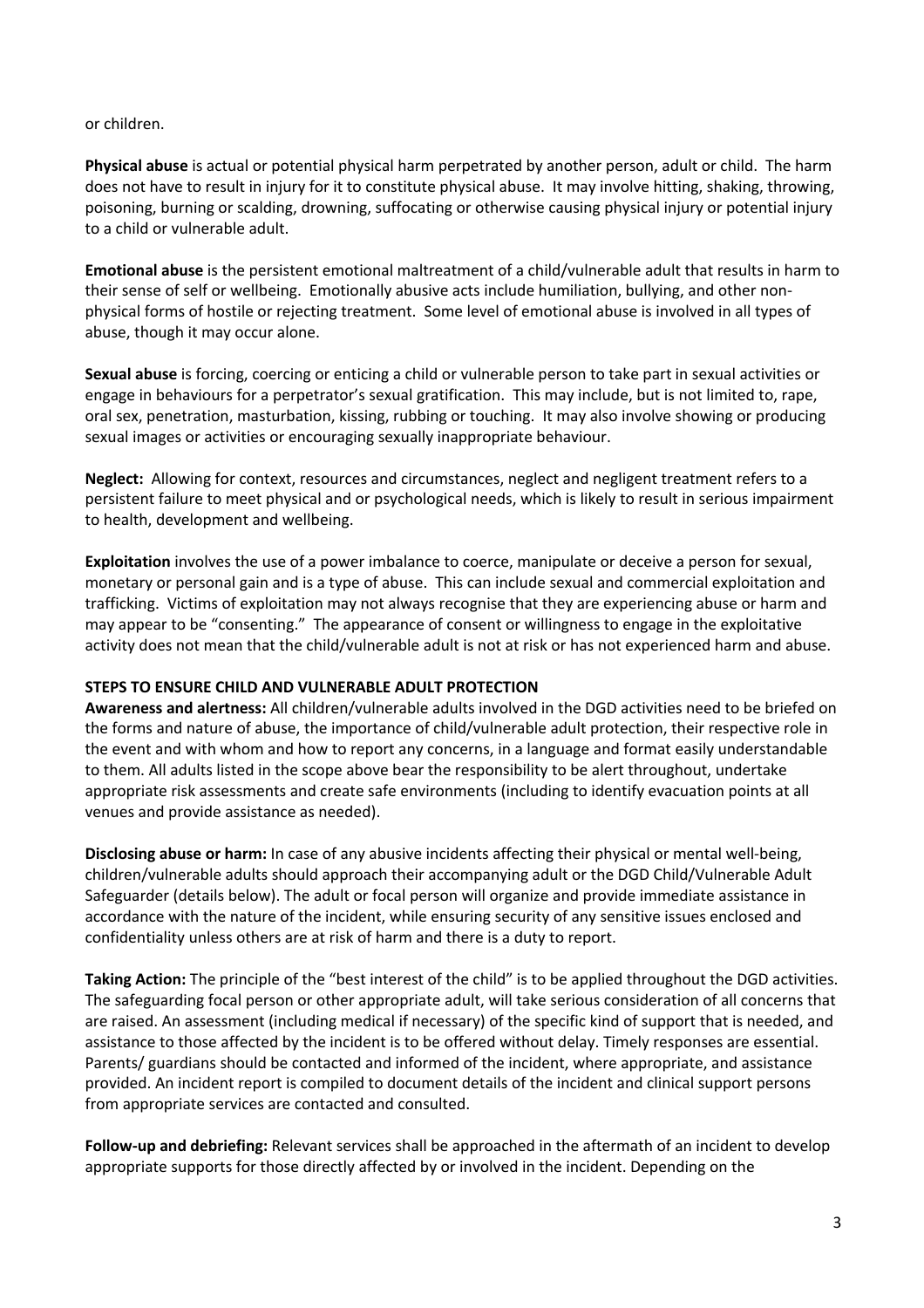or children.

**Physical abuse** is actual or potential physical harm perpetrated by another person, adult or child. The harm does not have to result in injury for it to constitute physical abuse. It may involve hitting, shaking, throwing, poisoning, burning or scalding, drowning, suffocating or otherwise causing physical injury or potential injury to a child or vulnerable adult.

**Emotional abuse** is the persistent emotional maltreatment of a child/vulnerable adult that results in harm to their sense of self or wellbeing. Emotionally abusive acts include humiliation, bullying, and other non-physical forms of hostile or rejecting treatment. Some level of emotional abuse is involved in all types of abuse, though it may occur alone.

**Sexual abuse** is forcing, coercing or enticing a child or vulnerable person to take part in sexual activities or engage in behaviours for a perpetrator's sexual gratification. This may include, but is not limited to, rape, oral sex, penetration, masturbation, kissing, rubbing or touching. It may also involve showing or producing sexual images or activities or encouraging sexually inappropriate behaviour.

**Neglect:** Allowing for context, resources and circumstances, neglect and negligent treatment refers to a persistent failure to meet physical and or psychological needs, which is likely to result in serious impairment to health, development and wellbeing.

**Exploitation** involves the use of a power imbalance to coerce, manipulate or deceive a person for sexual, monetary or personal gain and is a type of abuse. This can include sexual and commercial exploitation and trafficking. Victims of exploitation may not always recognise that they are experiencing abuse or harm and may appear to be "consenting." The appearance of consent or willingness to engage in the exploitative activity does not mean that the child/vulnerable adult is not at risk or has not experienced harm and abuse.

**STEPS TO ENSURE CHILD AND VULNERABLE ADULT PROTECTION**

**Awareness and alertness:** All children/vulnerable adults involved in the DGD activities need to be briefed on the forms and nature of abuse, the importance of child/vulnerable adult protection, their respective role in the event and with whom and how to report any concerns, in a language and format easily understandable to them. All adults listed in the scope above bear the responsibility to be alert throughout, undertake appropriate risk assessments and create safe environments (including to identify evacuation points at all venues and provide assistance as needed).

**Disclosing abuse or harm:** In case of any abusive incidents affecting their physical or mental well-being, children/vulnerable adults should approach their accompanying adult or the DGD Child/Vulnerable Adult Safeguarder (details below). The adult or focal person will organize and provide immediate assistance in accordance with the nature of the incident, while ensuring security of any sensitive issues enclosed and confidentiality unless others are at risk of harm and there is a duty to report.

**Taking Action:** The principle of the "best interest of the child" is to be applied throughout the DGD activities. The safeguarding focal person or other appropriate adult, will take serious consideration of all concerns that are raised. An assessment (including medical if necessary) of the specific kind of support that is needed, and assistance to those affected by the incident is to be offered without delay. Timely responses are essential. Parents/ guardians should be contacted and informed of the incident, where appropriate, and assistance provided. An incident report is compiled to document details of the incident and clinical support persons from appropriate services are contacted and consulted.

**Follow-up and debriefing:** Relevant services shall be approached in the aftermath of an incident to develop appropriate supports for those directly affected by or involved in the incident. Depending on the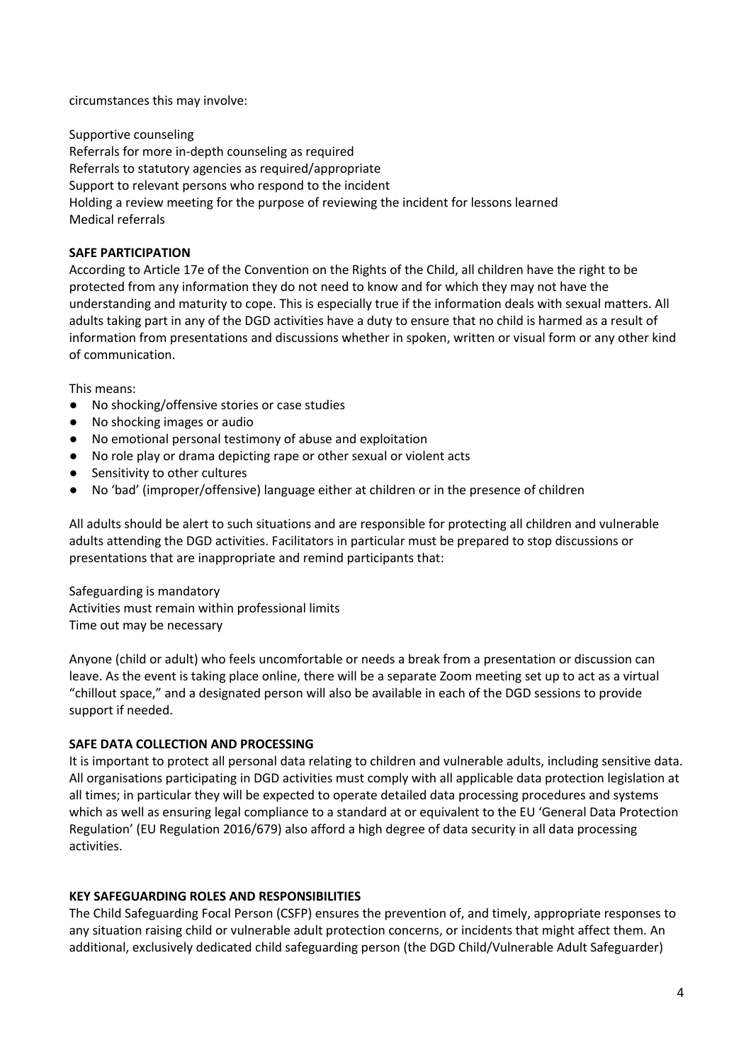circumstances this may involve:

Supportive counseling
Referrals for more in-depth counseling as required
Referrals to statutory agencies as required/appropriate
Support to relevant persons who respond to the incident
Holding a review meeting for the purpose of reviewing the incident for lessons learned
Medical referrals

**SAFE PARTICIPATION**

According to Article 17e of the Convention on the Rights of the Child, all children have the right to be protected from any information they do not need to know and for which they may not have the understanding and maturity to cope. This is especially true if the information deals with sexual matters. All adults taking part in any of the DGD activities have a duty to ensure that no child is harmed as a result of information from presentations and discussions whether in spoken, written or visual form or any other kind of communication.

This means:

- No shocking/offensive stories or case studies
- No shocking images or audio
- No emotional personal testimony of abuse and exploitation
- No role play or drama depicting rape or other sexual or violent acts
- Sensitivity to other cultures
- No 'bad' (improper/offensive) language either at children or in the presence of children

All adults should be alert to such situations and are responsible for protecting all children and vulnerable adults attending the DGD activities. Facilitators in particular must be prepared to stop discussions or presentations that are inappropriate and remind participants that:

Safeguarding is mandatory
Activities must remain within professional limits
Time out may be necessary

Anyone (child or adult) who feels uncomfortable or needs a break from a presentation or discussion can leave. As the event is taking place online, there will be a separate Zoom meeting set up to act as a virtual "chillout space," and a designated person will also be available in each of the DGD sessions to provide support if needed.

**SAFE DATA COLLECTION AND PROCESSING**

It is important to protect all personal data relating to children and vulnerable adults, including sensitive data. All organisations participating in DGD activities must comply with all applicable data protection legislation at all times; in particular they will be expected to operate detailed data processing procedures and systems which as well as ensuring legal compliance to a standard at or equivalent to the EU 'General Data Protection Regulation' (EU Regulation 2016/679) also afford a high degree of data security in all data processing activities.

**KEY SAFEGUARDING ROLES AND RESPONSIBILITIES**

The Child Safeguarding Focal Person (CSFP) ensures the prevention of, and timely, appropriate responses to any situation raising child or vulnerable adult protection concerns, or incidents that might affect them. An additional, exclusively dedicated child safeguarding person (the DGD Child/Vulnerable Adult Safeguarder)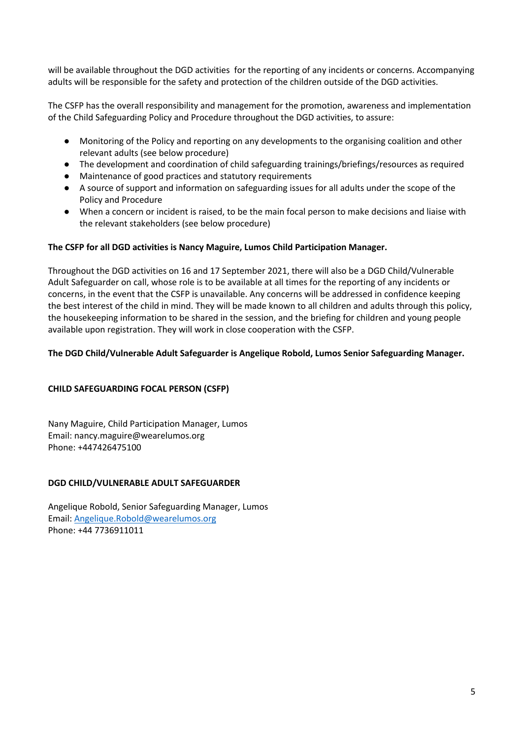will be available throughout the DGD activities for the reporting of any incidents or concerns. Accompanying adults will be responsible for the safety and protection of the children outside of the DGD activities.

The CSFP has the overall responsibility and management for the promotion, awareness and implementation of the Child Safeguarding Policy and Procedure throughout the DGD activities, to assure:

- Monitoring of the Policy and reporting on any developments to the organising coalition and other relevant adults (see below procedure)
- The development and coordination of child safeguarding trainings/briefings/resources as required
- Maintenance of good practices and statutory requirements
- A source of support and information on safeguarding issues for all adults under the scope of the Policy and Procedure
- When a concern or incident is raised, to be the main focal person to make decisions and liaise with the relevant stakeholders (see below procedure)

**The CSFP for all DGD activities is Nancy Maguire, Lumos Child Participation Manager.**

Throughout the DGD activities on 16 and 17 September 2021, there will also be a DGD Child/Vulnerable Adult Safeguarder on call, whose role is to be available at all times for the reporting of any incidents or concerns, in the event that the CSFP is unavailable. Any concerns will be addressed in confidence keeping the best interest of the child in mind. They will be made known to all children and adults through this policy, the housekeeping information to be shared in the session, and the briefing for children and young people available upon registration. They will work in close cooperation with the CSFP.

**The DGD Child/Vulnerable Adult Safeguarder is Angelique Robold, Lumos Senior Safeguarding Manager.**

**CHILD SAFEGUARDING FOCAL PERSON (CSFP)**

Nany Maguire, Child Participation Manager, Lumos
Email: nancy.maguire@wearelumos.org
Phone: +447426475100

**DGD CHILD/VULNERABLE ADULT SAFEGUARDER**

Angelique Robold, Senior Safeguarding Manager, Lumos
Email: Angelique.Robold@wearelumos.org
Phone: +44 7736911011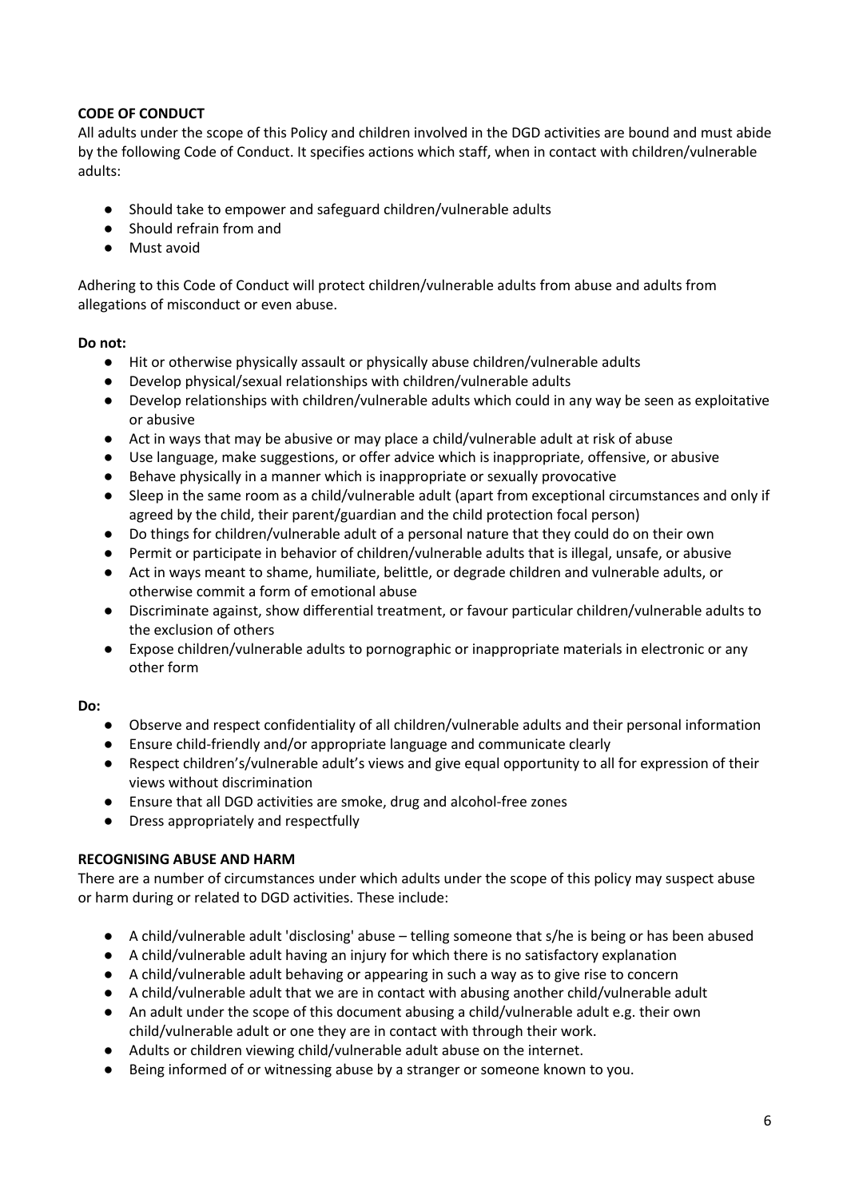**CODE OF CONDUCT**

All adults under the scope of this Policy and children involved in the DGD activities are bound and must abide by the following Code of Conduct. It specifies actions which staff, when in contact with children/vulnerable adults:

- Should take to empower and safeguard children/vulnerable adults
- Should refrain from and
- Must avoid

Adhering to this Code of Conduct will protect children/vulnerable adults from abuse and adults from allegations of misconduct or even abuse.

**Do not:**

- Hit or otherwise physically assault or physically abuse children/vulnerable adults
- Develop physical/sexual relationships with children/vulnerable adults
- Develop relationships with children/vulnerable adults which could in any way be seen as exploitative or abusive
- Act in ways that may be abusive or may place a child/vulnerable adult at risk of abuse
- Use language, make suggestions, or offer advice which is inappropriate, offensive, or abusive
- Behave physically in a manner which is inappropriate or sexually provocative
- Sleep in the same room as a child/vulnerable adult (apart from exceptional circumstances and only if agreed by the child, their parent/guardian and the child protection focal person)
- Do things for children/vulnerable adult of a personal nature that they could do on their own
- Permit or participate in behavior of children/vulnerable adults that is illegal, unsafe, or abusive
- Act in ways meant to shame, humiliate, belittle, or degrade children and vulnerable adults, or otherwise commit a form of emotional abuse
- Discriminate against, show differential treatment, or favour particular children/vulnerable adults to the exclusion of others
- Expose children/vulnerable adults to pornographic or inappropriate materials in electronic or any other form

**Do:**

- Observe and respect confidentiality of all children/vulnerable adults and their personal information
- Ensure child-friendly and/or appropriate language and communicate clearly
- Respect children's/vulnerable adult's views and give equal opportunity to all for expression of their views without discrimination
- Ensure that all DGD activities are smoke, drug and alcohol-free zones
- Dress appropriately and respectfully

**RECOGNISING ABUSE AND HARM**

There are a number of circumstances under which adults under the scope of this policy may suspect abuse or harm during or related to DGD activities. These include:

- A child/vulnerable adult 'disclosing' abuse – telling someone that s/he is being or has been abused
- A child/vulnerable adult having an injury for which there is no satisfactory explanation
- A child/vulnerable adult behaving or appearing in such a way as to give rise to concern
- A child/vulnerable adult that we are in contact with abusing another child/vulnerable adult
- An adult under the scope of this document abusing a child/vulnerable adult e.g. their own child/vulnerable adult or one they are in contact with through their work.
- Adults or children viewing child/vulnerable adult abuse on the internet.
- Being informed of or witnessing abuse by a stranger or someone known to you.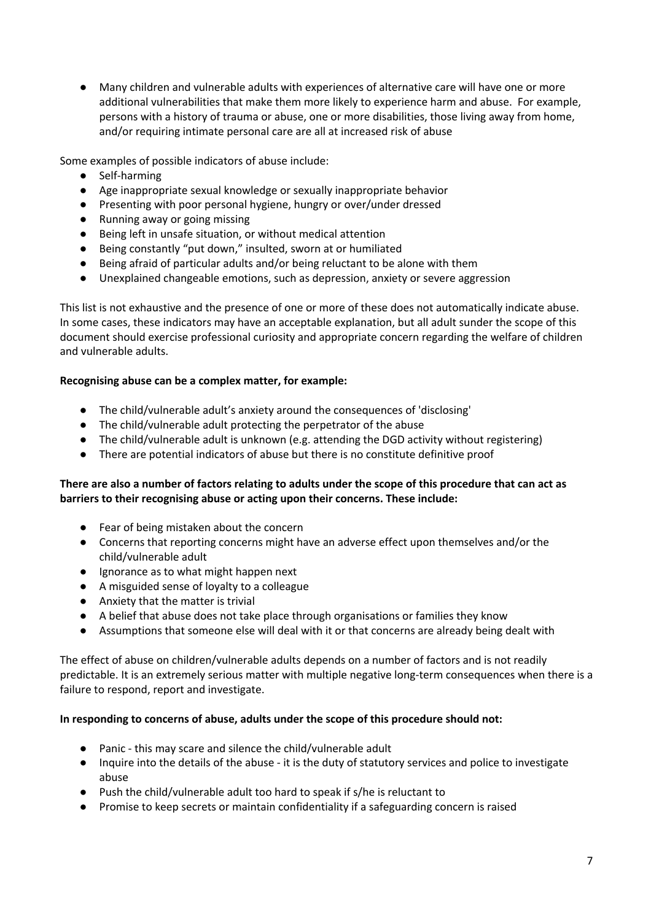- Many children and vulnerable adults with experiences of alternative care will have one or more additional vulnerabilities that make them more likely to experience harm and abuse. For example, persons with a history of trauma or abuse, one or more disabilities, those living away from home, and/or requiring intimate personal care are all at increased risk of abuse

Some examples of possible indicators of abuse include:

- Self-harming
- Age inappropriate sexual knowledge or sexually inappropriate behavior
- Presenting with poor personal hygiene, hungry or over/under dressed
- Running away or going missing
- Being left in unsafe situation, or without medical attention
- Being constantly "put down," insulted, sworn at or humiliated
- Being afraid of particular adults and/or being reluctant to be alone with them
- Unexplained changeable emotions, such as depression, anxiety or severe aggression

This list is not exhaustive and the presence of one or more of these does not automatically indicate abuse. In some cases, these indicators may have an acceptable explanation, but all adult sunder the scope of this document should exercise professional curiosity and appropriate concern regarding the welfare of children and vulnerable adults.

**Recognising abuse can be a complex matter, for example:**

- The child/vulnerable adult's anxiety around the consequences of 'disclosing'
- The child/vulnerable adult protecting the perpetrator of the abuse
- The child/vulnerable adult is unknown (e.g. attending the DGD activity without registering)
- There are potential indicators of abuse but there is no constitute definitive proof

**There are also a number of factors relating to adults under the scope of this procedure that can act as barriers to their recognising abuse or acting upon their concerns. These include:**

- Fear of being mistaken about the concern
- Concerns that reporting concerns might have an adverse effect upon themselves and/or the child/vulnerable adult
- Ignorance as to what might happen next
- A misguided sense of loyalty to a colleague
- Anxiety that the matter is trivial
- A belief that abuse does not take place through organisations or families they know
- Assumptions that someone else will deal with it or that concerns are already being dealt with

The effect of abuse on children/vulnerable adults depends on a number of factors and is not readily predictable. It is an extremely serious matter with multiple negative long-term consequences when there is a failure to respond, report and investigate.

**In responding to concerns of abuse, adults under the scope of this procedure should not:**

- Panic - this may scare and silence the child/vulnerable adult
- Inquire into the details of the abuse - it is the duty of statutory services and police to investigate abuse
- Push the child/vulnerable adult too hard to speak if s/he is reluctant to
- Promise to keep secrets or maintain confidentiality if a safeguarding concern is raised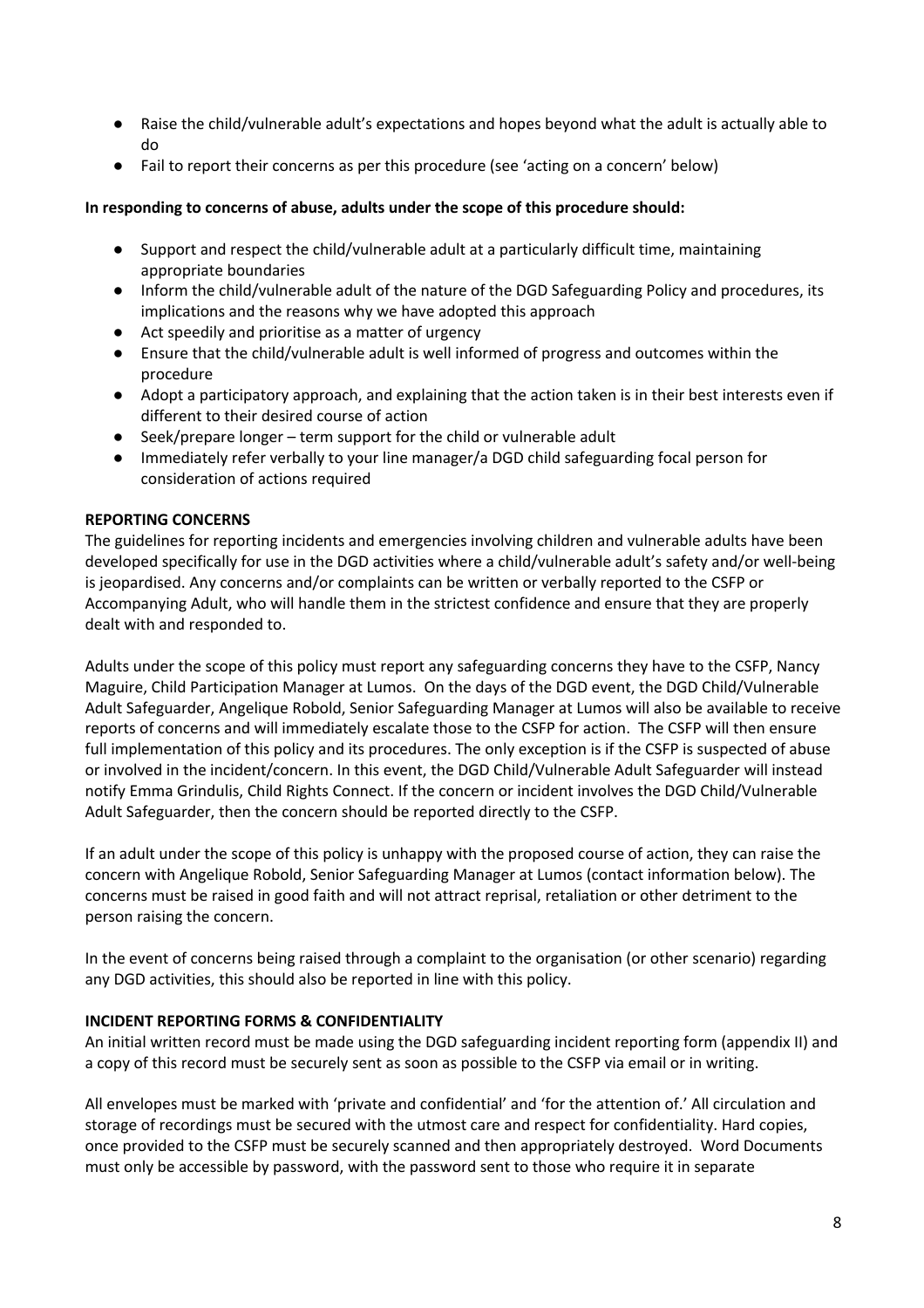- Raise the child/vulnerable adult's expectations and hopes beyond what the adult is actually able to do
- Fail to report their concerns as per this procedure (see 'acting on a concern' below)

**In responding to concerns of abuse, adults under the scope of this procedure should:**

- Support and respect the child/vulnerable adult at a particularly difficult time, maintaining appropriate boundaries
- Inform the child/vulnerable adult of the nature of the DGD Safeguarding Policy and procedures, its implications and the reasons why we have adopted this approach
- Act speedily and prioritise as a matter of urgency
- Ensure that the child/vulnerable adult is well informed of progress and outcomes within the procedure
- Adopt a participatory approach, and explaining that the action taken is in their best interests even if different to their desired course of action
- Seek/prepare longer – term support for the child or vulnerable adult
- Immediately refer verbally to your line manager/a DGD child safeguarding focal person for consideration of actions required

**REPORTING CONCERNS**

The guidelines for reporting incidents and emergencies involving children and vulnerable adults have been developed specifically for use in the DGD activities where a child/vulnerable adult's safety and/or well-being is jeopardised. Any concerns and/or complaints can be written or verbally reported to the CSFP or Accompanying Adult, who will handle them in the strictest confidence and ensure that they are properly dealt with and responded to.

Adults under the scope of this policy must report any safeguarding concerns they have to the CSFP, Nancy Maguire, Child Participation Manager at Lumos. On the days of the DGD event, the DGD Child/Vulnerable Adult Safeguarder, Angelique Robold, Senior Safeguarding Manager at Lumos will also be available to receive reports of concerns and will immediately escalate those to the CSFP for action. The CSFP will then ensure full implementation of this policy and its procedures. The only exception is if the CSFP is suspected of abuse or involved in the incident/concern. In this event, the DGD Child/Vulnerable Adult Safeguarder will instead notify Emma Grindulis, Child Rights Connect. If the concern or incident involves the DGD Child/Vulnerable Adult Safeguarder, then the concern should be reported directly to the CSFP.

If an adult under the scope of this policy is unhappy with the proposed course of action, they can raise the concern with Angelique Robold, Senior Safeguarding Manager at Lumos (contact information below). The concerns must be raised in good faith and will not attract reprisal, retaliation or other detriment to the person raising the concern.

In the event of concerns being raised through a complaint to the organisation (or other scenario) regarding any DGD activities, this should also be reported in line with this policy.

**INCIDENT REPORTING FORMS & CONFIDENTIALITY**

An initial written record must be made using the DGD safeguarding incident reporting form (appendix II) and a copy of this record must be securely sent as soon as possible to the CSFP via email or in writing.

All envelopes must be marked with 'private and confidential' and 'for the attention of.' All circulation and storage of recordings must be secured with the utmost care and respect for confidentiality. Hard copies, once provided to the CSFP must be securely scanned and then appropriately destroyed. Word Documents must only be accessible by password, with the password sent to those who require it in separate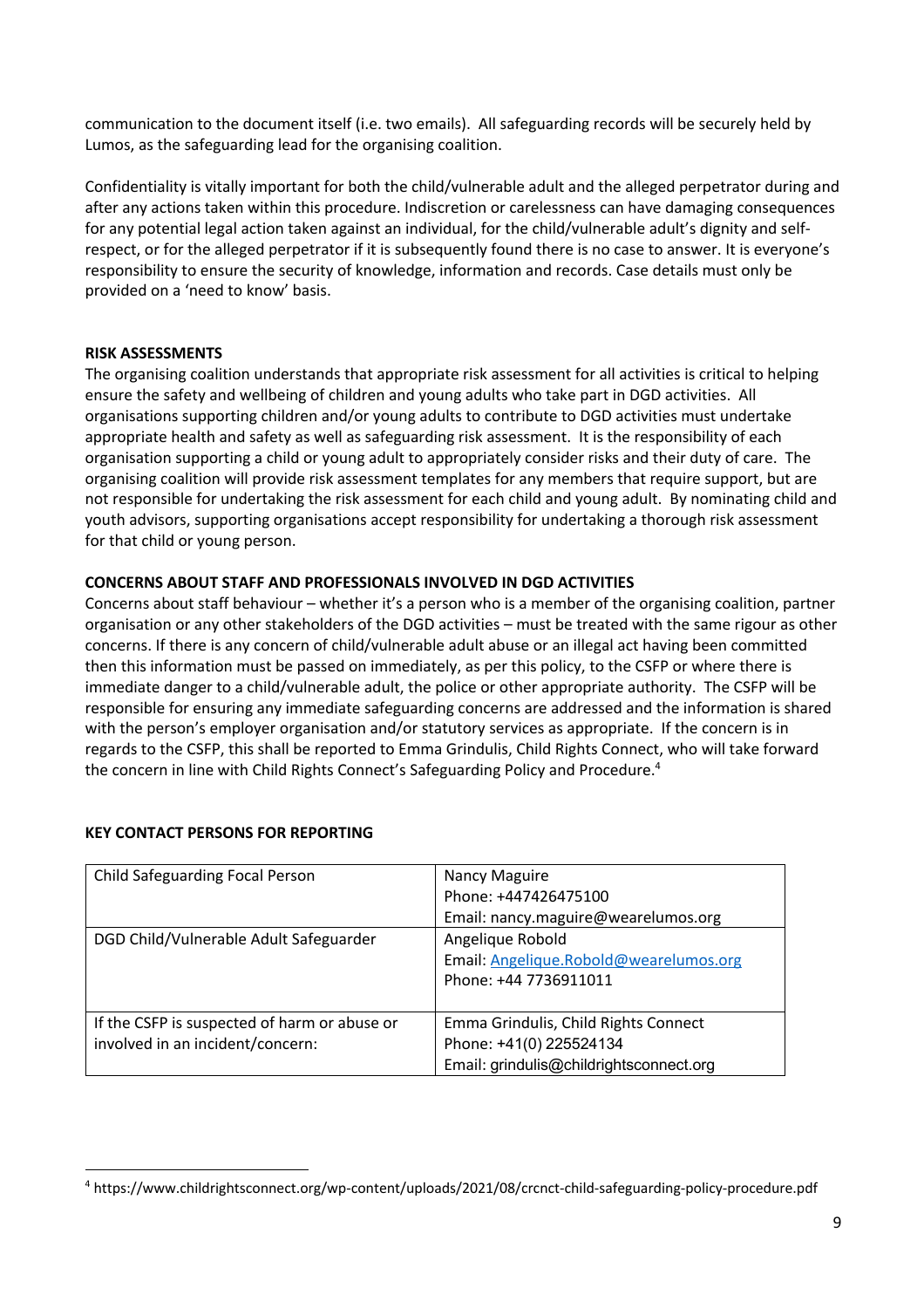communication to the document itself (i.e. two emails). All safeguarding records will be securely held by Lumos, as the safeguarding lead for the organising coalition.

Confidentiality is vitally important for both the child/vulnerable adult and the alleged perpetrator during and after any actions taken within this procedure. Indiscretion or carelessness can have damaging consequences for any potential legal action taken against an individual, for the child/vulnerable adult's dignity and self-respect, or for the alleged perpetrator if it is subsequently found there is no case to answer. It is everyone's responsibility to ensure the security of knowledge, information and records. Case details must only be provided on a 'need to know' basis.

**RISK ASSESSMENTS**

The organising coalition understands that appropriate risk assessment for all activities is critical to helping ensure the safety and wellbeing of children and young adults who take part in DGD activities. All organisations supporting children and/or young adults to contribute to DGD activities must undertake appropriate health and safety as well as safeguarding risk assessment. It is the responsibility of each organisation supporting a child or young adult to appropriately consider risks and their duty of care. The organising coalition will provide risk assessment templates for any members that require support, but are not responsible for undertaking the risk assessment for each child and young adult. By nominating child and youth advisors, supporting organisations accept responsibility for undertaking a thorough risk assessment for that child or young person.

**CONCERNS ABOUT STAFF AND PROFESSIONALS INVOLVED IN DGD ACTIVITIES**

Concerns about staff behaviour – whether it's a person who is a member of the organising coalition, partner organisation or any other stakeholders of the DGD activities – must be treated with the same rigour as other concerns. If there is any concern of child/vulnerable adult abuse or an illegal act having been committed then this information must be passed on immediately, as per this policy, to the CSFP or where there is immediate danger to a child/vulnerable adult, the police or other appropriate authority. The CSFP will be responsible for ensuring any immediate safeguarding concerns are addressed and the information is shared with the person's employer organisation and/or statutory services as appropriate. If the concern is in regards to the CSFP, this shall be reported to Emma Grindulis, Child Rights Connect, who will take forward the concern in line with Child Rights Connect's Safeguarding Policy and Procedure.[4]

**KEY CONTACT PERSONS FOR REPORTING**

| | |
|---|---|
| Child Safeguarding Focal Person | Nancy Maguire<br>Phone: +447426475100<br>Email: nancy.maguire@wearelumos.org |
| DGD Child/Vulnerable Adult Safeguarder | Angelique Robold<br>Email: Angelique.Robold@wearelumos.org<br>Phone: +44 7736911011 |
| If the CSFP is suspected of harm or abuse or involved in an incident/concern: | Emma Grindulis, Child Rights Connect<br>Phone: +41(0) 225524134<br>Email: grindulis@childrightsconnect.org |

[4] https://www.childrightsconnect.org/wp-content/uploads/2021/08/crcnct-child-safeguarding-policy-procedure.pdf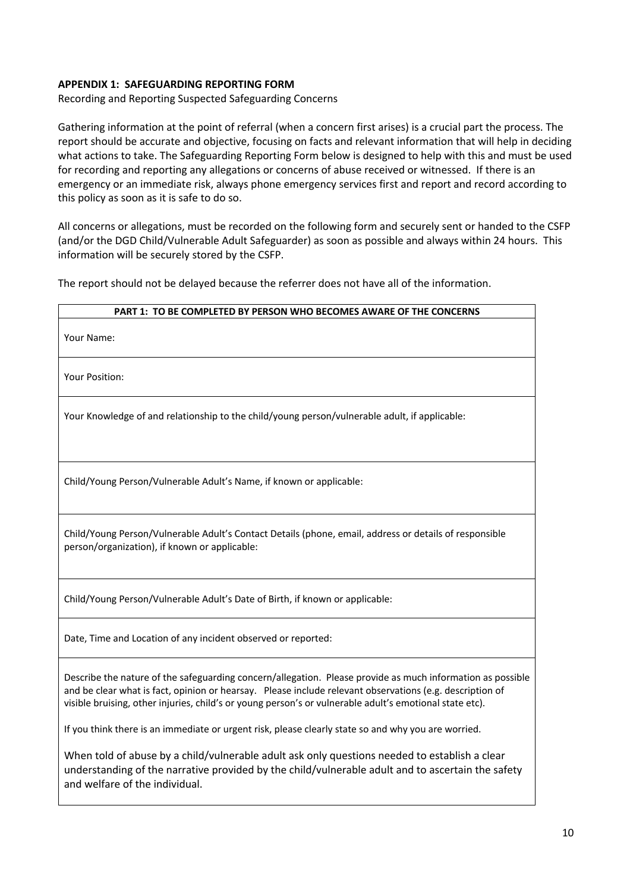**APPENDIX 1: SAFEGUARDING REPORTING FORM**

Recording and Reporting Suspected Safeguarding Concerns

Gathering information at the point of referral (when a concern first arises) is a crucial part the process. The report should be accurate and objective, focusing on facts and relevant information that will help in deciding what actions to take. The Safeguarding Reporting Form below is designed to help with this and must be used for recording and reporting any allegations or concerns of abuse received or witnessed. If there is an emergency or an immediate risk, always phone emergency services first and report and record according to this policy as soon as it is safe to do so.

All concerns or allegations, must be recorded on the following form and securely sent or handed to the CSFP (and/or the DGD Child/Vulnerable Adult Safeguarder) as soon as possible and always within 24 hours. This information will be securely stored by the CSFP.

The report should not be delayed because the referrer does not have all of the information.

| **PART 1: TO BE COMPLETED BY PERSON WHO BECOMES AWARE OF THE CONCERNS** |
|---|
| Your Name: |
| Your Position: |
| Your Knowledge of and relationship to the child/young person/vulnerable adult, if applicable: |
| Child/Young Person/Vulnerable Adult's Name, if known or applicable: |
| Child/Young Person/Vulnerable Adult's Contact Details (phone, email, address or details of responsible person/organization), if known or applicable: |
| Child/Young Person/Vulnerable Adult's Date of Birth, if known or applicable: |
| Date, Time and Location of any incident observed or reported: |
| Describe the nature of the safeguarding concern/allegation. Please provide as much information as possible and be clear what is fact, opinion or hearsay. Please include relevant observations (e.g. description of visible bruising, other injuries, child's or young person's or vulnerable adult's emotional state etc).<br><br>If you think there is an immediate or urgent risk, please clearly state so and why you are worried.<br><br>When told of abuse by a child/vulnerable adult ask only questions needed to establish a clear understanding of the narrative provided by the child/vulnerable adult and to ascertain the safety and welfare of the individual. |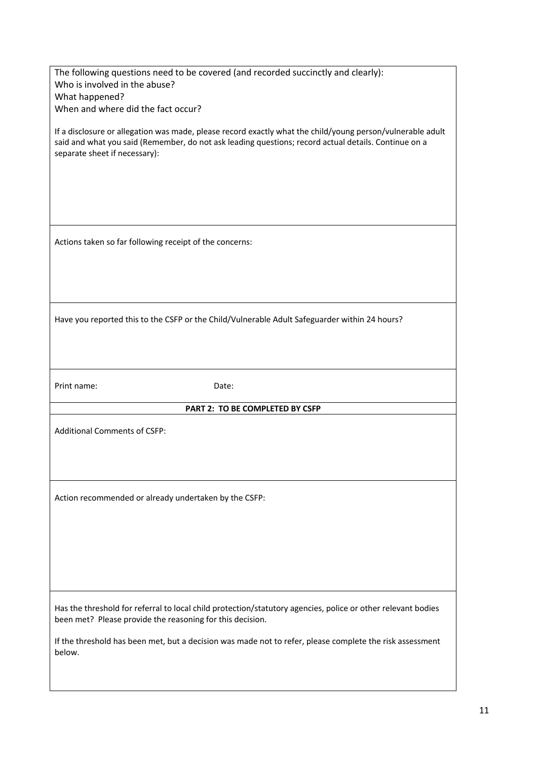The following questions need to be covered (and recorded succinctly and clearly):
Who is involved in the abuse?
What happened?
When and where did the fact occur?

If a disclosure or allegation was made, please record exactly what the child/young person/vulnerable adult said and what you said (Remember, do not ask leading questions; record actual details. Continue on a separate sheet if necessary):

Actions taken so far following receipt of the concerns:

Have you reported this to the CSFP or the Child/Vulnerable Adult Safeguarder within 24 hours?

Print name: Date:

**PART 2: TO BE COMPLETED BY CSFP**

Additional Comments of CSFP:

Action recommended or already undertaken by the CSFP:

Has the threshold for referral to local child protection/statutory agencies, police or other relevant bodies been met? Please provide the reasoning for this decision.

If the threshold has been met, but a decision was made not to refer, please complete the risk assessment below.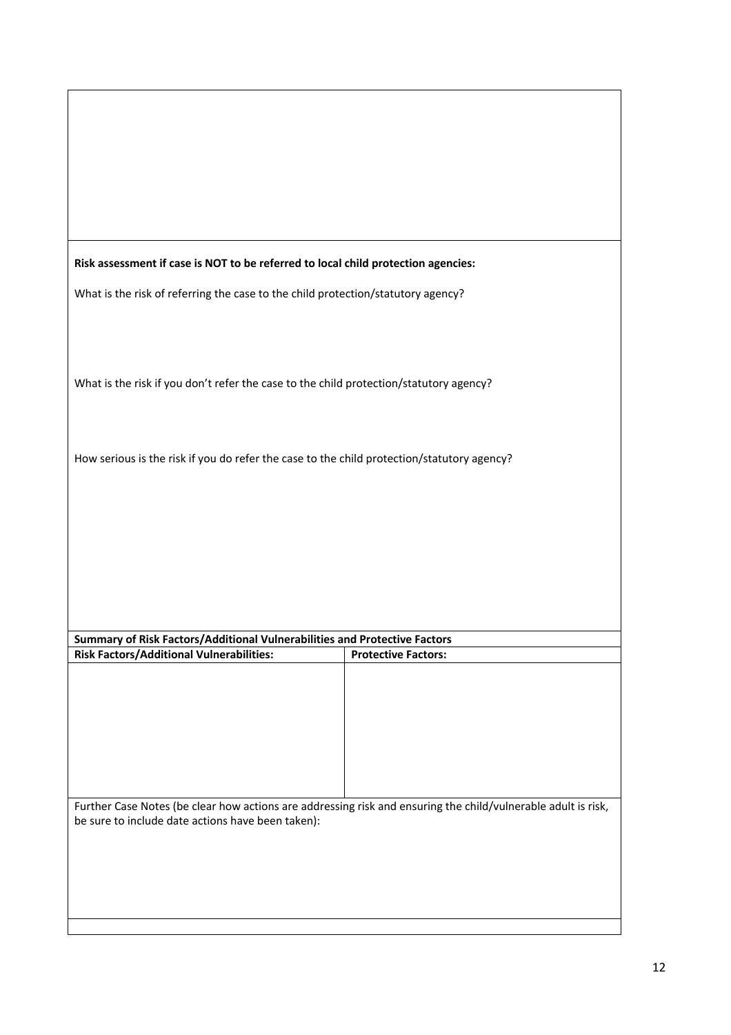**Risk assessment if case is NOT to be referred to local child protection agencies:**

What is the risk of referring the case to the child protection/statutory agency?

What is the risk if you don't refer the case to the child protection/statutory agency?

How serious is the risk if you do refer the case to the child protection/statutory agency?

| **Summary of Risk Factors/Additional Vulnerabilities and Protective Factors** | |
|---|---|
| **Risk Factors/Additional Vulnerabilities:** | **Protective Factors:** |
| | |

Further Case Notes (be clear how actions are addressing risk and ensuring the child/vulnerable adult is risk, be sure to include date actions have been taken):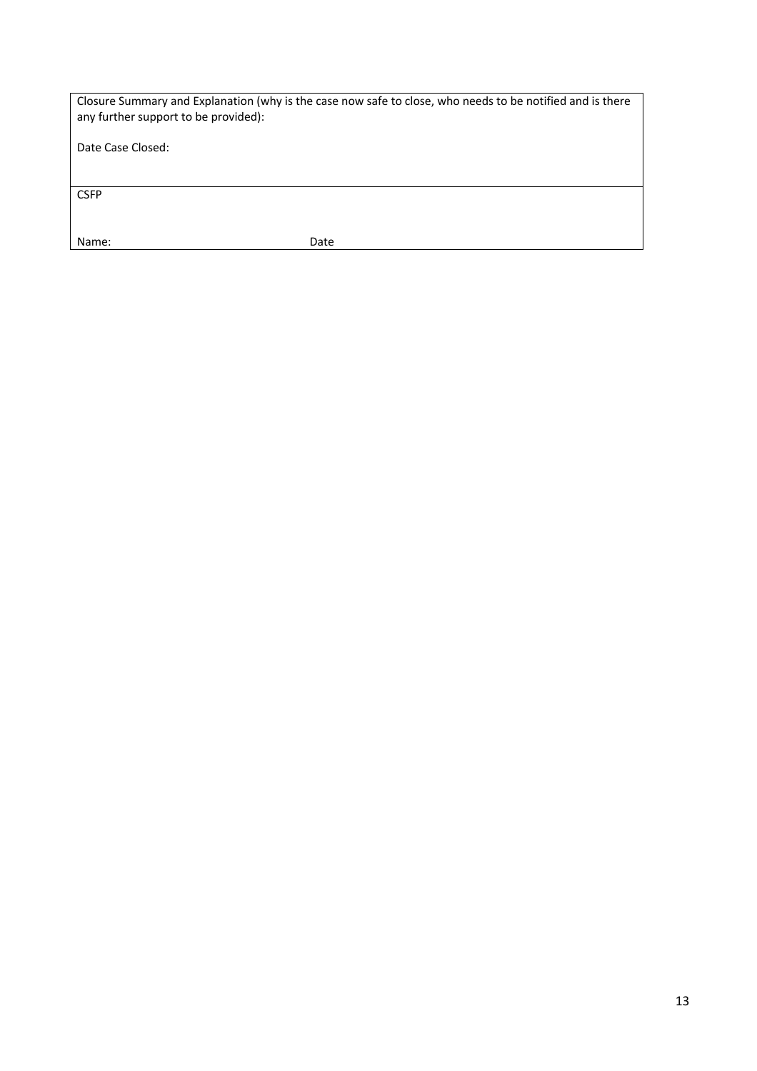| |
| --- |
| Closure Summary and Explanation (why is the case now safe to close, who needs to be notified and is there any further support to be provided):<br><br>Date Case Closed: |
| CSFP<br><br>Name: Date |